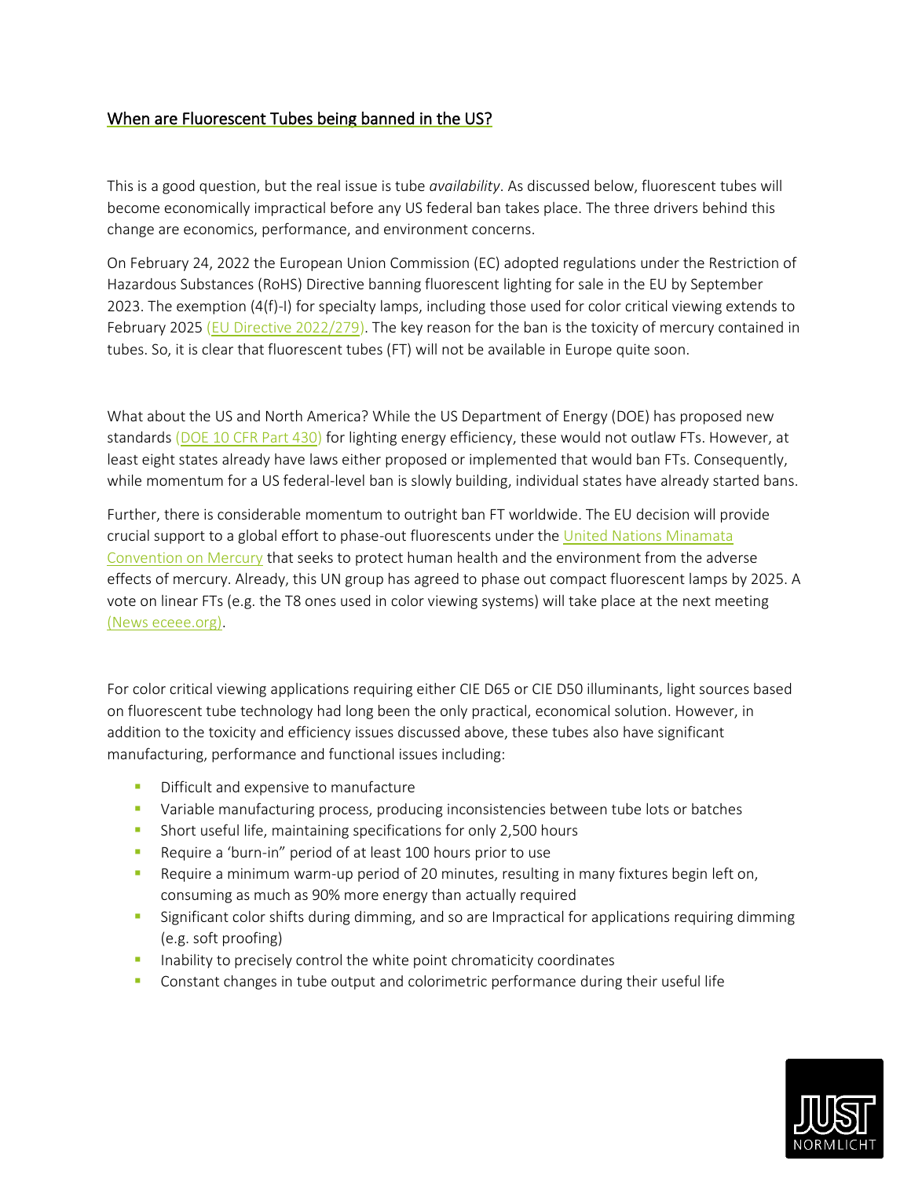## When are Fluorescent Tubes being banned in the US?

This is a good question, but the real issue is tube *availability*. As discussed below, fluorescent tubes will become economically impractical before any US federal ban takes place. The three drivers behind this change are economics, performance, and environment concerns.

On February 24, 2022 the European Union Commission (EC) adopted regulations under the Restriction of Hazardous Substances (RoHS) Directive banning fluorescent lighting for sale in the EU by September 2023. The exemption (4(f)-I) for specialty lamps, including those used for color critical viewing extends to February 2025 (EU Directive 2022/279). The key reason for the ban is the toxicity of mercury contained in tubes. So, it is clear that fluorescent tubes (FT) will not be available in Europe quite soon.

What about the US and North America? While the US Department of Energy (DOE) has proposed new standards (DOE 10 CFR Part 430) for lighting energy efficiency, these would not outlaw FTs. However, at least eight states already have laws either proposed or implemented that would ban FTs. Consequently, while momentum for a US federal-level ban is slowly building, individual states have already started bans.

Further, there is considerable momentum to outright ban FT worldwide. The EU decision will provide crucial support to a global effort to phase-out fluorescents under the United Nations Minamata Convention on Mercury that seeks to protect human health and the environment from the adverse effects of mercury. Already, this UN group has agreed to phase out compact fluorescent lamps by 2025. A vote on linear FTs (e.g. the T8 ones used in color viewing systems) will take place at the next meeting (News eceee.org).

For color critical viewing applications requiring either CIE D65 or CIE D50 illuminants, light sources based on fluorescent tube technology had long been the only practical, economical solution. However, in addition to the toxicity and efficiency issues discussed above, these tubes also have significant manufacturing, performance and functional issues including:

- Difficult and expensive to manufacture
- Variable manufacturing process, producing inconsistencies between tube lots or batches
- Short useful life, maintaining specifications for only 2,500 hours
- Require a 'burn-in" period of at least 100 hours prior to use
- Require a minimum warm-up period of 20 minutes, resulting in many fixtures begin left on, consuming as much as 90% more energy than actually required
- Significant color shifts during dimming, and so are Impractical for applications requiring dimming (e.g. soft proofing)
- Inability to precisely control the white point chromaticity coordinates
- Constant changes in tube output and colorimetric performance during their useful life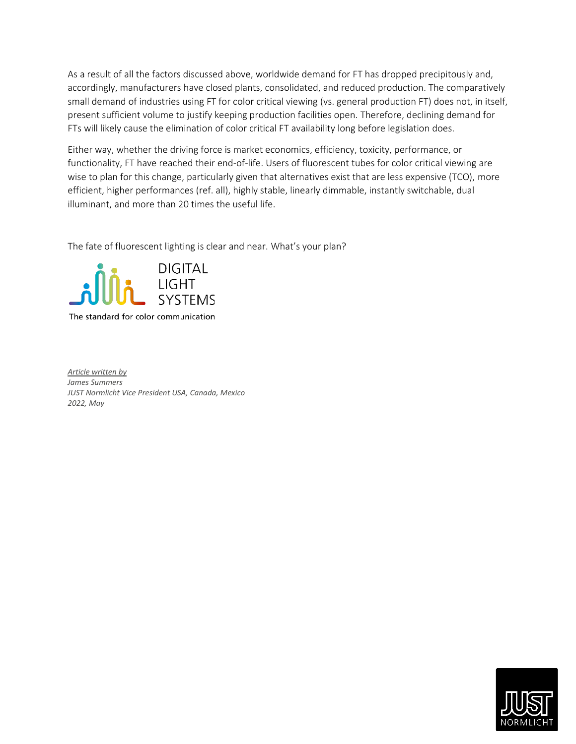As a result of all the factors discussed above, worldwide demand for FT has dropped precipitously and, accordingly, manufacturers have closed plants, consolidated, and reduced production. The comparatively small demand of industries using FT for color critical viewing (vs. general production FT) does not, in itself, present sufficient volume to justify keeping production facilities open. Therefore, declining demand for FTs will likely cause the elimination of color critical FT availability long before legislation does.

Either way, whether the driving force is market economics, efficiency, toxicity, performance, or functionality, FT have reached their end-of-life. Users of fluorescent tubes for color critical viewing are wise to plan for this change, particularly given that alternatives exist that are less expensive (TCO), more efficient, higher performances (ref. all), highly stable, linearly dimmable, instantly switchable, dual illuminant, and more than 20 times the useful life.

The fate of fluorescent lighting is clear and near. What's your plan?

DIGITAL
LIGHT
SYSTEMS

The standard for color communication

*Article written by*
*James Summers*
*JUST Normlicht Vice President USA, Canada, Mexico*
*2022, May*

JUST NORMLICHT